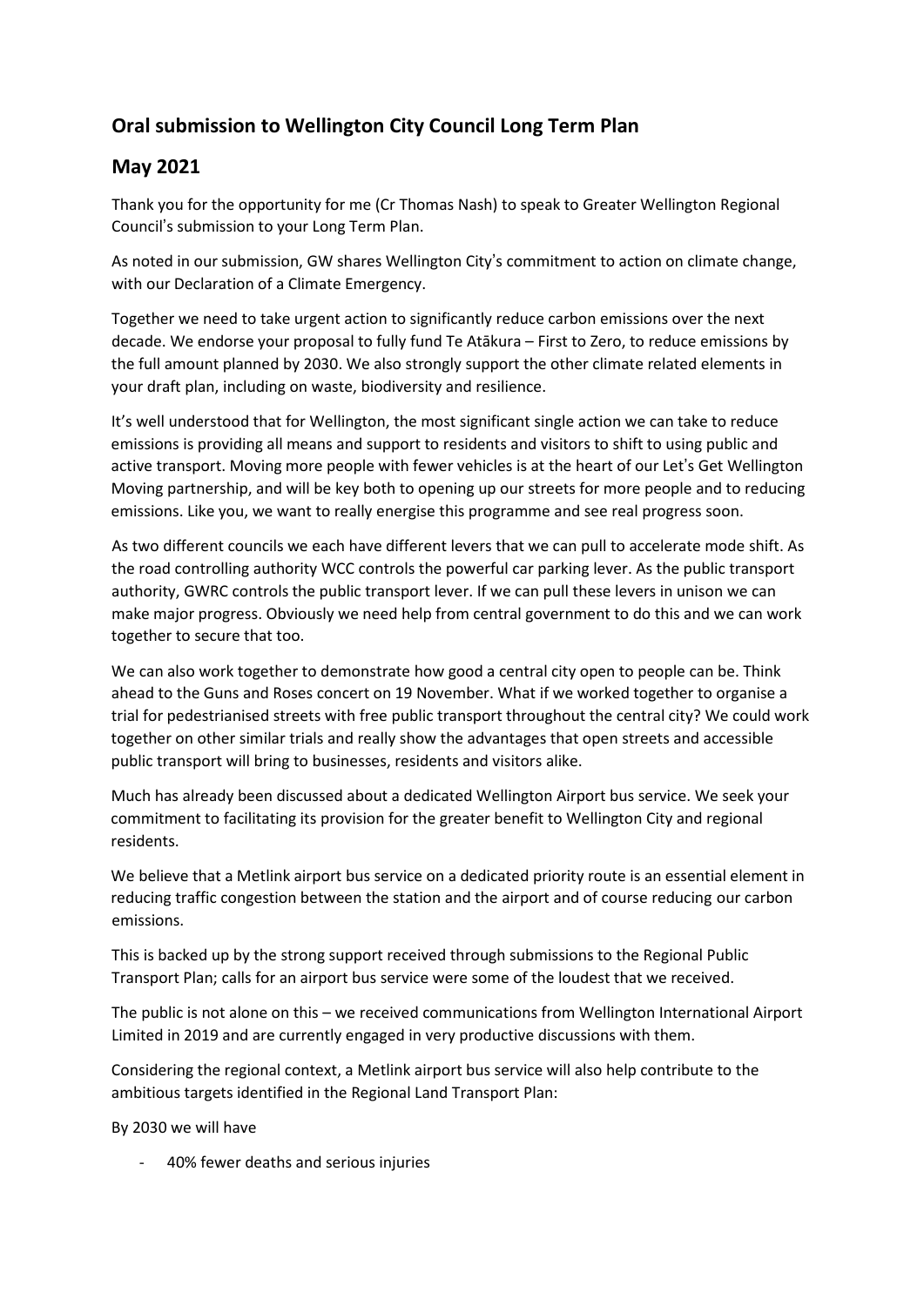## Oral submission to Wellington City Council Long Term Plan

## May 2021

Thank you for the opportunity for me (Cr Thomas Nash) to speak to Greater Wellington Regional Council's submission to your Long Term Plan.

As noted in our submission, GW shares Wellington City's commitment to action on climate change, with our Declaration of a Climate Emergency.

Together we need to take urgent action to significantly reduce carbon emissions over the next decade. We endorse your proposal to fully fund Te Atākura – First to Zero, to reduce emissions by the full amount planned by 2030. We also strongly support the other climate related elements in your draft plan, including on waste, biodiversity and resilience.

It's well understood that for Wellington, the most significant single action we can take to reduce emissions is providing all means and support to residents and visitors to shift to using public and active transport. Moving more people with fewer vehicles is at the heart of our Let's Get Wellington Moving partnership, and will be key both to opening up our streets for more people and to reducing emissions. Like you, we want to really energise this programme and see real progress soon.

As two different councils we each have different levers that we can pull to accelerate mode shift. As the road controlling authority WCC controls the powerful car parking lever. As the public transport authority, GWRC controls the public transport lever. If we can pull these levers in unison we can make major progress. Obviously we need help from central government to do this and we can work together to secure that too.

We can also work together to demonstrate how good a central city open to people can be. Think ahead to the Guns and Roses concert on 19 November. What if we worked together to organise a trial for pedestrianised streets with free public transport throughout the central city? We could work together on other similar trials and really show the advantages that open streets and accessible public transport will bring to businesses, residents and visitors alike.

Much has already been discussed about a dedicated Wellington Airport bus service. We seek your commitment to facilitating its provision for the greater benefit to Wellington City and regional residents.

We believe that a Metlink airport bus service on a dedicated priority route is an essential element in reducing traffic congestion between the station and the airport and of course reducing our carbon emissions.

This is backed up by the strong support received through submissions to the Regional Public Transport Plan; calls for an airport bus service were some of the loudest that we received.

The public is not alone on this – we received communications from Wellington International Airport Limited in 2019 and are currently engaged in very productive discussions with them.

Considering the regional context, a Metlink airport bus service will also help contribute to the ambitious targets identified in the Regional Land Transport Plan:

By 2030 we will have

- 40% fewer deaths and serious injuries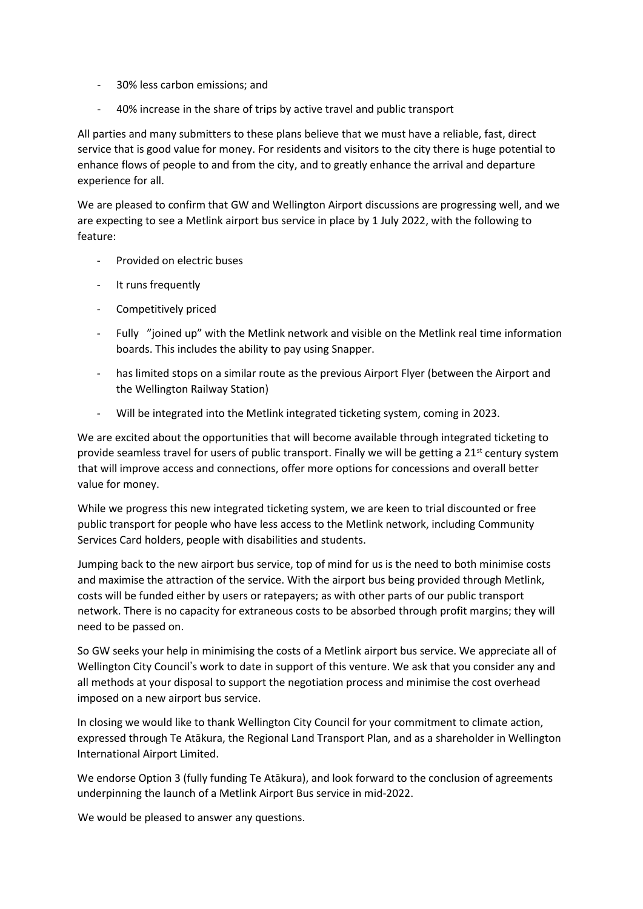- 30% less carbon emissions; and
- 40% increase in the share of trips by active travel and public transport

All parties and many submitters to these plans believe that we must have a reliable, fast, direct service that is good value for money. For residents and visitors to the city there is huge potential to enhance flows of people to and from the city, and to greatly enhance the arrival and departure experience for all.

We are pleased to confirm that GW and Wellington Airport discussions are progressing well, and we are expecting to see a Metlink airport bus service in place by 1 July 2022, with the following to feature:

- Provided on electric buses
- It runs frequently
- Competitively priced
- Fully "joined up" with the Metlink network and visible on the Metlink real time information boards. This includes the ability to pay using Snapper.
- has limited stops on a similar route as the previous Airport Flyer (between the Airport and the Wellington Railway Station)
- Will be integrated into the Metlink integrated ticketing system, coming in 2023.

We are excited about the opportunities that will become available through integrated ticketing to provide seamless travel for users of public transport. Finally we will be getting a 21st century system that will improve access and connections, offer more options for concessions and overall better value for money.

While we progress this new integrated ticketing system, we are keen to trial discounted or free public transport for people who have less access to the Metlink network, including Community Services Card holders, people with disabilities and students.

Jumping back to the new airport bus service, top of mind for us is the need to both minimise costs and maximise the attraction of the service. With the airport bus being provided through Metlink, costs will be funded either by users or ratepayers; as with other parts of our public transport network. There is no capacity for extraneous costs to be absorbed through profit margins; they will need to be passed on.

So GW seeks your help in minimising the costs of a Metlink airport bus service. We appreciate all of Wellington City Council's work to date in support of this venture. We ask that you consider any and all methods at your disposal to support the negotiation process and minimise the cost overhead imposed on a new airport bus service.

In closing we would like to thank Wellington City Council for your commitment to climate action, expressed through Te Atākura, the Regional Land Transport Plan, and as a shareholder in Wellington International Airport Limited.

We endorse Option 3 (fully funding Te Atākura), and look forward to the conclusion of agreements underpinning the launch of a Metlink Airport Bus service in mid-2022.

We would be pleased to answer any questions.